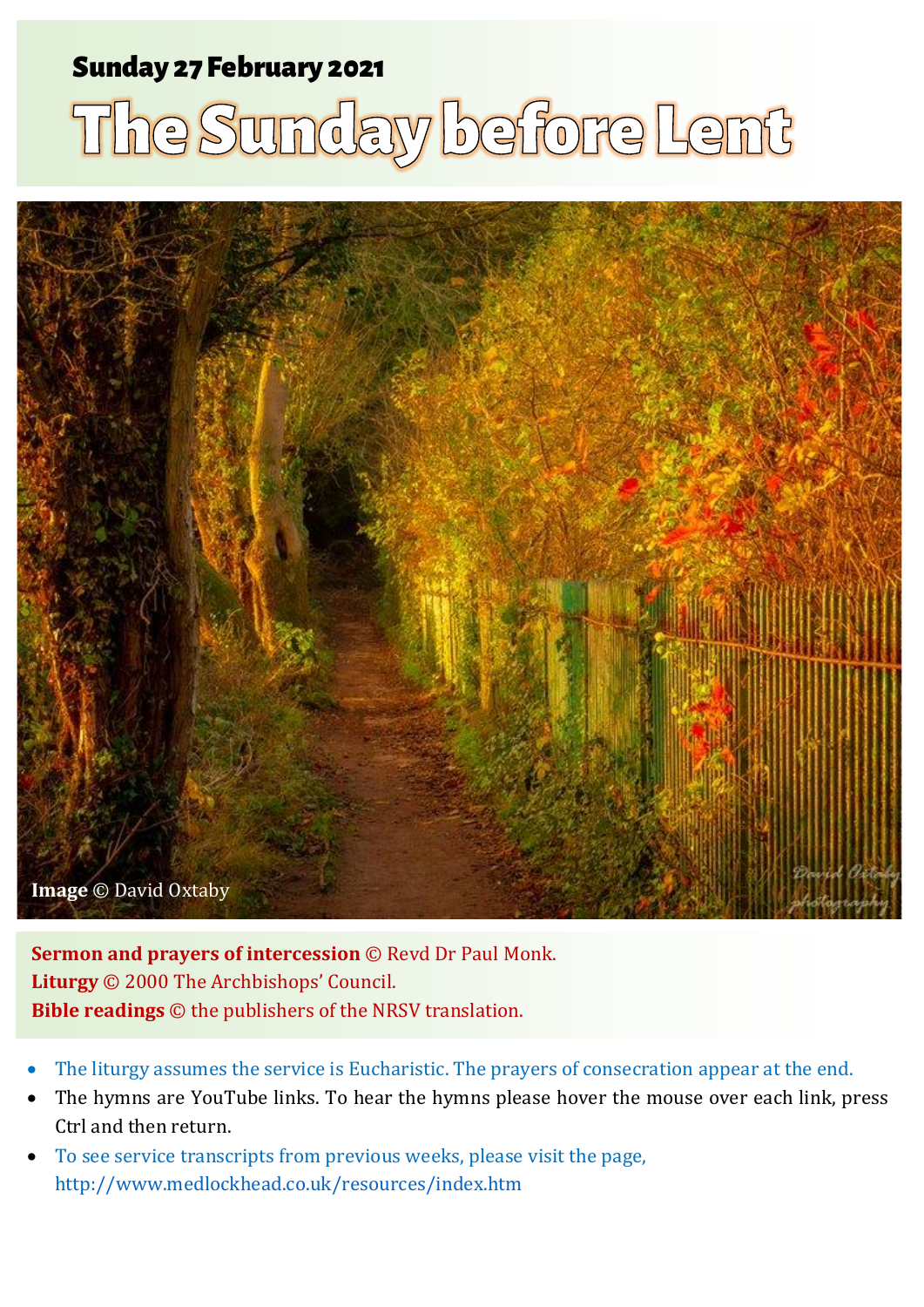**Sunday 27 February 2021**

# The Sunday before Lent

**Image** © David Oxtaby

**Sermon and prayers of intercession** © Revd Dr Paul Monk.
**Liturgy** © 2000 The Archbishops' Council.
**Bible readings** © the publishers of the NRSV translation.

- The liturgy assumes the service is Eucharistic. The prayers of consecration appear at the end.
- The hymns are YouTube links. To hear the hymns please hover the mouse over each link, press Ctrl and then return.
- To see service transcripts from previous weeks, please visit the page, http://www.medlockhead.co.uk/resources/index.htm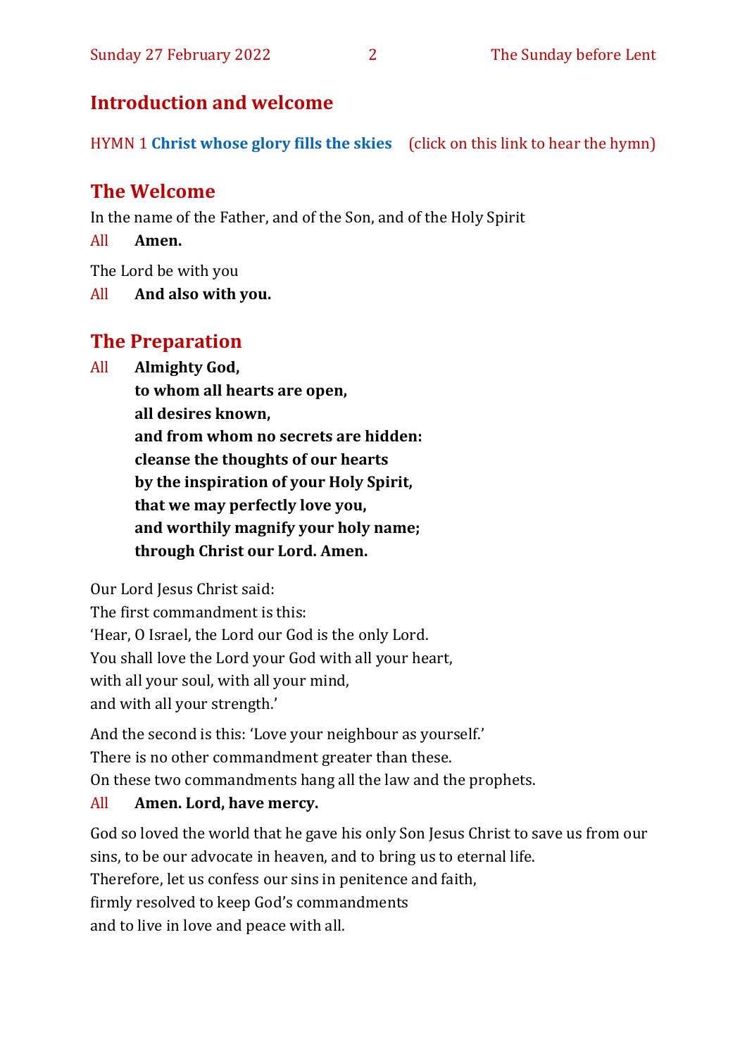## Introduction and welcome

HYMN 1 **Christ whose glory fills the skies** (click on this link to hear the hymn)

## The Welcome

In the name of the Father, and of the Son, and of the Holy Spirit

All **Amen.**

The Lord be with you

All **And also with you.**

## The Preparation

All **Almighty God,**
**to whom all hearts are open,**
**all desires known,**
**and from whom no secrets are hidden:**
**cleanse the thoughts of our hearts**
**by the inspiration of your Holy Spirit,**
**that we may perfectly love you,**
**and worthily magnify your holy name;**
**through Christ our Lord. Amen.**

Our Lord Jesus Christ said:
The first commandment is this:
'Hear, O Israel, the Lord our God is the only Lord.
You shall love the Lord your God with all your heart,
with all your soul, with all your mind,
and with all your strength.'

And the second is this: 'Love your neighbour as yourself.'
There is no other commandment greater than these.
On these two commandments hang all the law and the prophets.

All **Amen. Lord, have mercy.**

God so loved the world that he gave his only Son Jesus Christ to save us from our sins, to be our advocate in heaven, and to bring us to eternal life.
Therefore, let us confess our sins in penitence and faith,
firmly resolved to keep God's commandments
and to live in love and peace with all.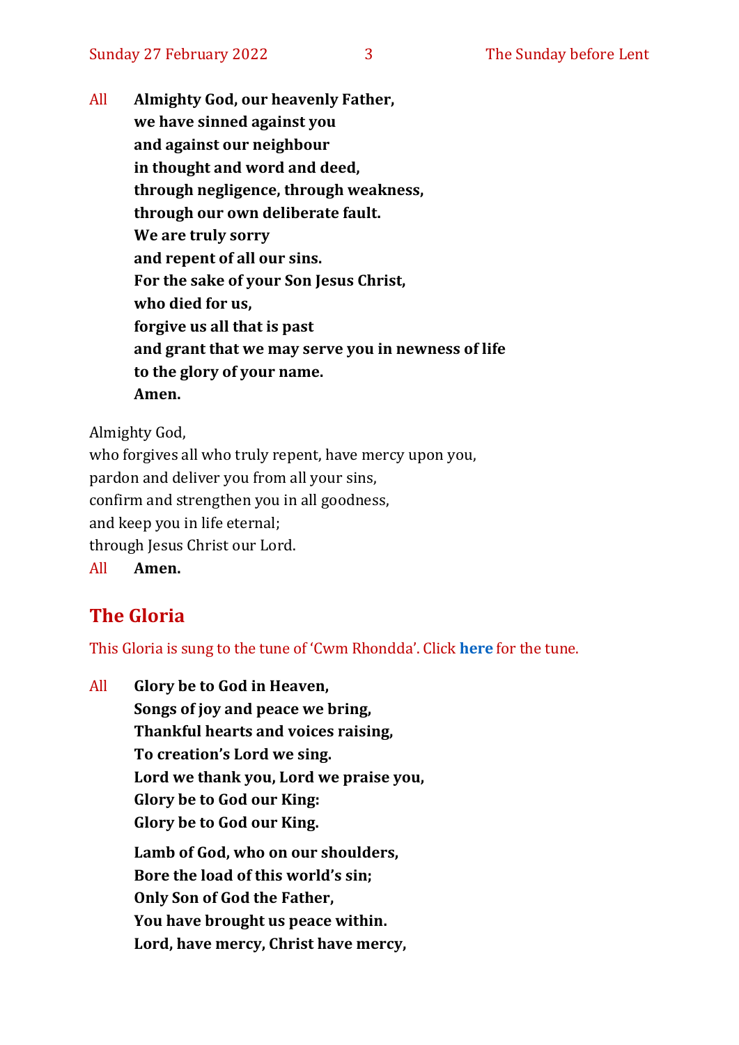All **Almighty God, our heavenly Father,**
**we have sinned against you**
**and against our neighbour**
**in thought and word and deed,**
**through negligence, through weakness,**
**through our own deliberate fault.**
**We are truly sorry**
**and repent of all our sins.**
**For the sake of your Son Jesus Christ,**
**who died for us,**
**forgive us all that is past**
**and grant that we may serve you in newness of life**
**to the glory of your name.**
**Amen.**

Almighty God,
who forgives all who truly repent, have mercy upon you,
pardon and deliver you from all your sins,
confirm and strengthen you in all goodness,
and keep you in life eternal;
through Jesus Christ our Lord.

All **Amen.**

## The Gloria

This Gloria is sung to the tune of 'Cwm Rhondda'. Click **here** for the tune.

All **Glory be to God in Heaven,**
**Songs of joy and peace we bring,**
**Thankful hearts and voices raising,**
**To creation's Lord we sing.**
**Lord we thank you, Lord we praise you,**
**Glory be to God our King:**
**Glory be to God our King.**

**Lamb of God, who on our shoulders,**
**Bore the load of this world's sin;**
**Only Son of God the Father,**
**You have brought us peace within.**
**Lord, have mercy, Christ have mercy,**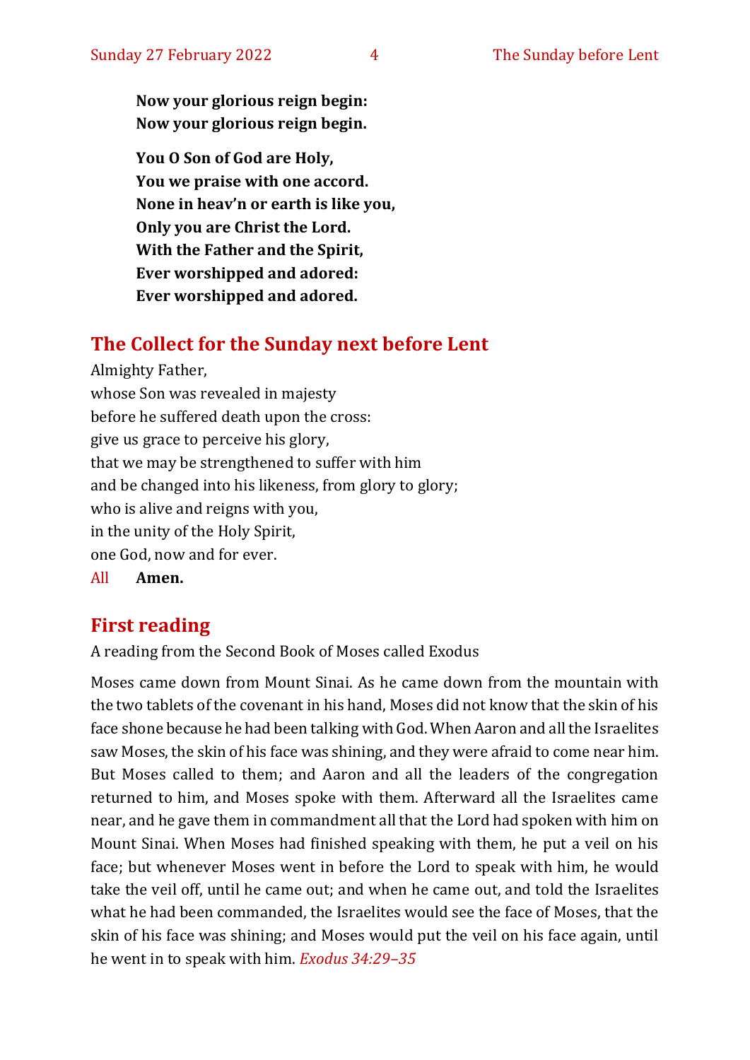**Now your glorious reign begin:**
**Now your glorious reign begin.**

**You O Son of God are Holy,**
**You we praise with one accord.**
**None in heav'n or earth is like you,**
**Only you are Christ the Lord.**
**With the Father and the Spirit,**
**Ever worshipped and adored:**
**Ever worshipped and adored.**

## The Collect for the Sunday next before Lent

Almighty Father,
whose Son was revealed in majesty
before he suffered death upon the cross:
give us grace to perceive his glory,
that we may be strengthened to suffer with him
and be changed into his likeness, from glory to glory;
who is alive and reigns with you,
in the unity of the Holy Spirit,
one God, now and for ever.

All **Amen.**

## First reading

A reading from the Second Book of Moses called Exodus

Moses came down from Mount Sinai. As he came down from the mountain with the two tablets of the covenant in his hand, Moses did not know that the skin of his face shone because he had been talking with God. When Aaron and all the Israelites saw Moses, the skin of his face was shining, and they were afraid to come near him. But Moses called to them; and Aaron and all the leaders of the congregation returned to him, and Moses spoke with them. Afterward all the Israelites came near, and he gave them in commandment all that the Lord had spoken with him on Mount Sinai. When Moses had finished speaking with them, he put a veil on his face; but whenever Moses went in before the Lord to speak with him, he would take the veil off, until he came out; and when he came out, and told the Israelites what he had been commanded, the Israelites would see the face of Moses, that the skin of his face was shining; and Moses would put the veil on his face again, until he went in to speak with him. *Exodus 34:29–35*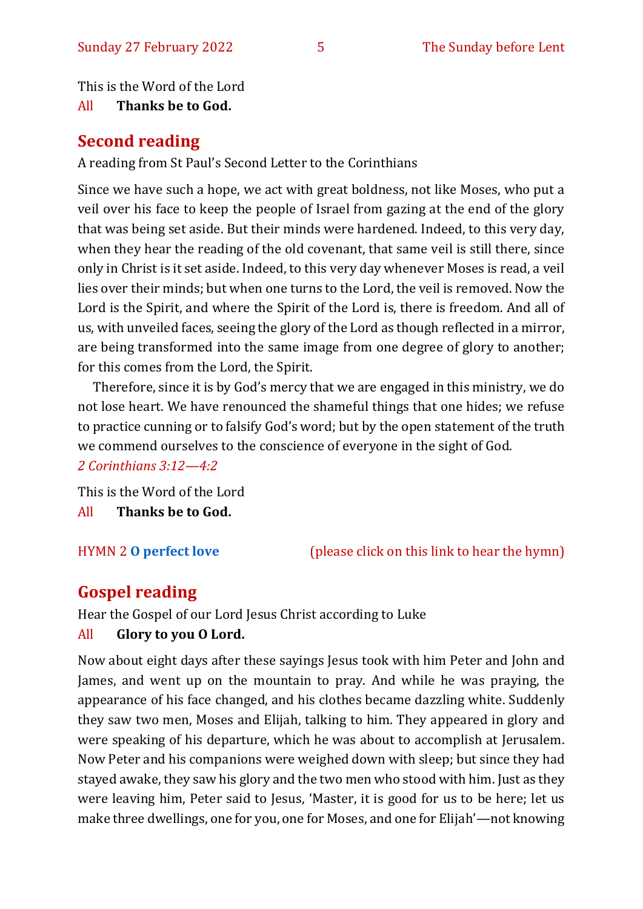This is the Word of the Lord

All **Thanks be to God.**

## Second reading

A reading from St Paul's Second Letter to the Corinthians

Since we have such a hope, we act with great boldness, not like Moses, who put a veil over his face to keep the people of Israel from gazing at the end of the glory that was being set aside. But their minds were hardened. Indeed, to this very day, when they hear the reading of the old covenant, that same veil is still there, since only in Christ is it set aside. Indeed, to this very day whenever Moses is read, a veil lies over their minds; but when one turns to the Lord, the veil is removed. Now the Lord is the Spirit, and where the Spirit of the Lord is, there is freedom. And all of us, with unveiled faces, seeing the glory of the Lord as though reflected in a mirror, are being transformed into the same image from one degree of glory to another; for this comes from the Lord, the Spirit.

Therefore, since it is by God's mercy that we are engaged in this ministry, we do not lose heart. We have renounced the shameful things that one hides; we refuse to practice cunning or to falsify God's word; but by the open statement of the truth we commend ourselves to the conscience of everyone in the sight of God.

*2 Corinthians 3:12—4:2*

This is the Word of the Lord

All **Thanks be to God.**

HYMN 2 **O perfect love** (please click on this link to hear the hymn)

## Gospel reading

Hear the Gospel of our Lord Jesus Christ according to Luke

All **Glory to you O Lord.**

Now about eight days after these sayings Jesus took with him Peter and John and James, and went up on the mountain to pray. And while he was praying, the appearance of his face changed, and his clothes became dazzling white. Suddenly they saw two men, Moses and Elijah, talking to him. They appeared in glory and were speaking of his departure, which he was about to accomplish at Jerusalem. Now Peter and his companions were weighed down with sleep; but since they had stayed awake, they saw his glory and the two men who stood with him. Just as they were leaving him, Peter said to Jesus, 'Master, it is good for us to be here; let us make three dwellings, one for you, one for Moses, and one for Elijah'—not knowing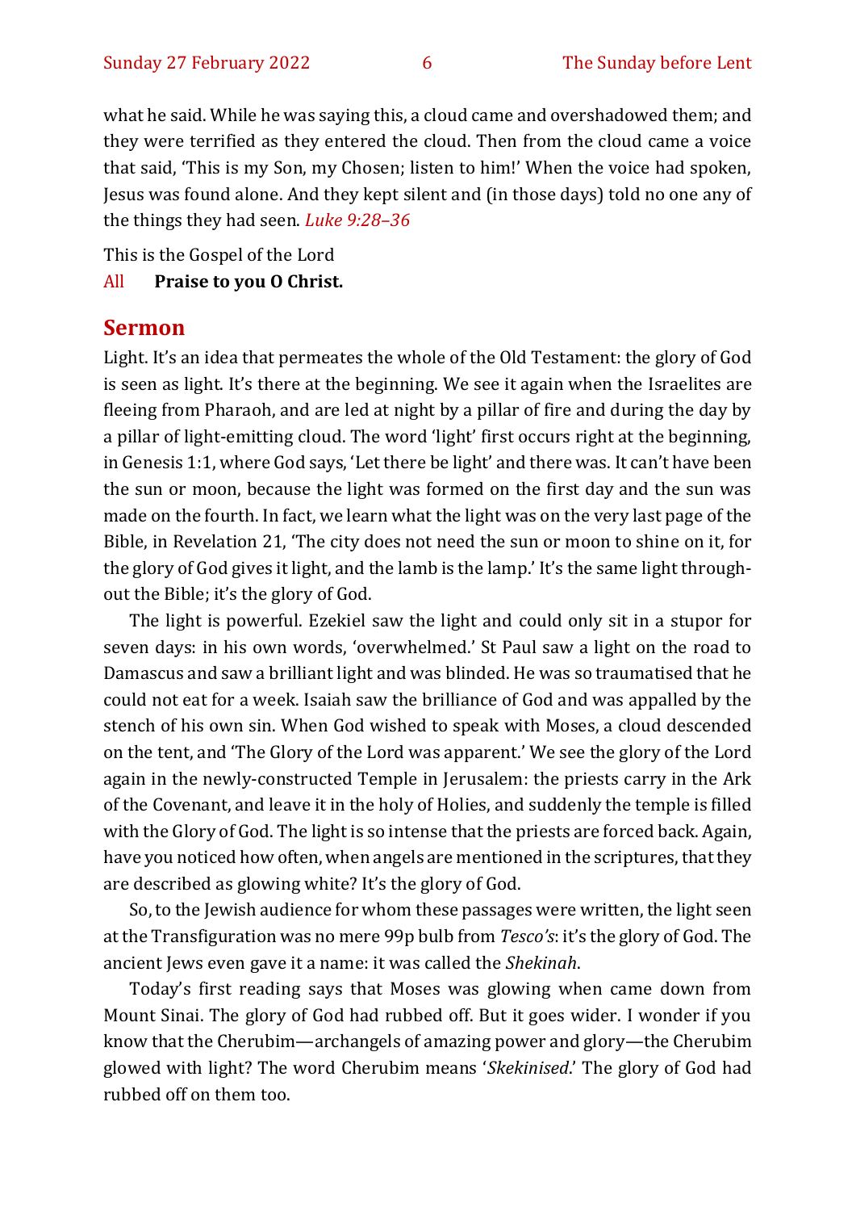what he said. While he was saying this, a cloud came and overshadowed them; and they were terrified as they entered the cloud. Then from the cloud came a voice that said, 'This is my Son, my Chosen; listen to him!' When the voice had spoken, Jesus was found alone. And they kept silent and (in those days) told no one any of the things they had seen. *Luke 9:28–36*

This is the Gospel of the Lord

All **Praise to you O Christ.**

## Sermon

Light. It's an idea that permeates the whole of the Old Testament: the glory of God is seen as light. It's there at the beginning. We see it again when the Israelites are fleeing from Pharaoh, and are led at night by a pillar of fire and during the day by a pillar of light-emitting cloud. The word 'light' first occurs right at the beginning, in Genesis 1:1, where God says, 'Let there be light' and there was. It can't have been the sun or moon, because the light was formed on the first day and the sun was made on the fourth. In fact, we learn what the light was on the very last page of the Bible, in Revelation 21, 'The city does not need the sun or moon to shine on it, for the glory of God gives it light, and the lamb is the lamp.' It's the same light throughout the Bible; it's the glory of God.

The light is powerful. Ezekiel saw the light and could only sit in a stupor for seven days: in his own words, 'overwhelmed.' St Paul saw a light on the road to Damascus and saw a brilliant light and was blinded. He was so traumatised that he could not eat for a week. Isaiah saw the brilliance of God and was appalled by the stench of his own sin. When God wished to speak with Moses, a cloud descended on the tent, and 'The Glory of the Lord was apparent.' We see the glory of the Lord again in the newly-constructed Temple in Jerusalem: the priests carry in the Ark of the Covenant, and leave it in the holy of Holies, and suddenly the temple is filled with the Glory of God. The light is so intense that the priests are forced back. Again, have you noticed how often, when angels are mentioned in the scriptures, that they are described as glowing white? It's the glory of God.

So, to the Jewish audience for whom these passages were written, the light seen at the Transfiguration was no mere 99p bulb from *Tesco's*: it's the glory of God. The ancient Jews even gave it a name: it was called the *Shekinah*.

Today's first reading says that Moses was glowing when came down from Mount Sinai. The glory of God had rubbed off. But it goes wider. I wonder if you know that the Cherubim—archangels of amazing power and glory—the Cherubim glowed with light? The word Cherubim means '*Skekinised*.' The glory of God had rubbed off on them too.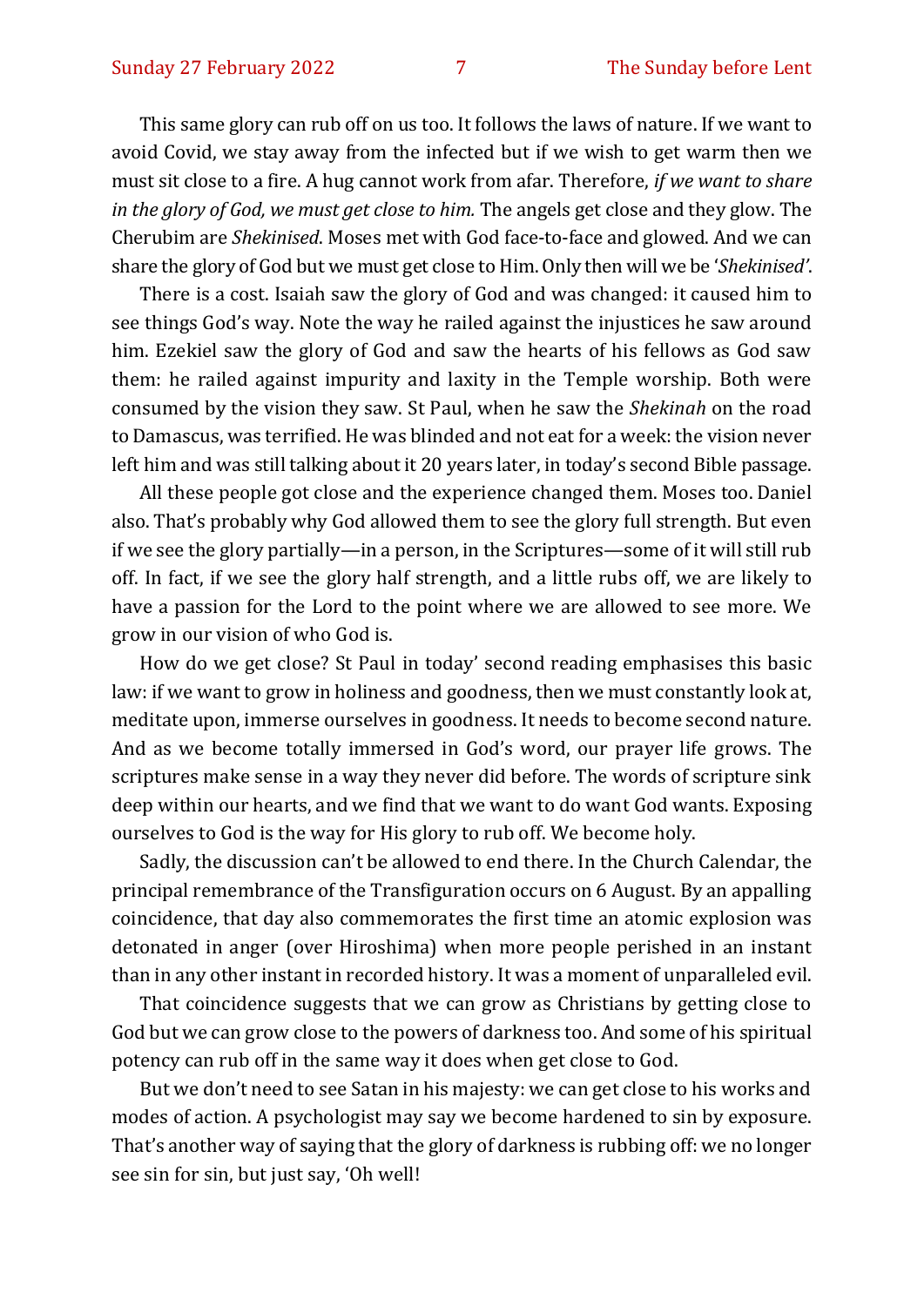This same glory can rub off on us too. It follows the laws of nature. If we want to avoid Covid, we stay away from the infected but if we wish to get warm then we must sit close to a fire. A hug cannot work from afar. Therefore, *if we want to share in the glory of God, we must get close to him.* The angels get close and they glow. The Cherubim are *Shekinised*. Moses met with God face-to-face and glowed. And we can share the glory of God but we must get close to Him. Only then will we be '*Shekinised'*.

There is a cost. Isaiah saw the glory of God and was changed: it caused him to see things God's way. Note the way he railed against the injustices he saw around him. Ezekiel saw the glory of God and saw the hearts of his fellows as God saw them: he railed against impurity and laxity in the Temple worship. Both were consumed by the vision they saw. St Paul, when he saw the *Shekinah* on the road to Damascus, was terrified. He was blinded and not eat for a week: the vision never left him and was still talking about it 20 years later, in today's second Bible passage.

All these people got close and the experience changed them. Moses too. Daniel also. That's probably why God allowed them to see the glory full strength. But even if we see the glory partially—in a person, in the Scriptures—some of it will still rub off. In fact, if we see the glory half strength, and a little rubs off, we are likely to have a passion for the Lord to the point where we are allowed to see more. We grow in our vision of who God is.

How do we get close? St Paul in today' second reading emphasises this basic law: if we want to grow in holiness and goodness, then we must constantly look at, meditate upon, immerse ourselves in goodness. It needs to become second nature. And as we become totally immersed in God's word, our prayer life grows. The scriptures make sense in a way they never did before. The words of scripture sink deep within our hearts, and we find that we want to do want God wants. Exposing ourselves to God is the way for His glory to rub off. We become holy.

Sadly, the discussion can't be allowed to end there. In the Church Calendar, the principal remembrance of the Transfiguration occurs on 6 August. By an appalling coincidence, that day also commemorates the first time an atomic explosion was detonated in anger (over Hiroshima) when more people perished in an instant than in any other instant in recorded history. It was a moment of unparalleled evil.

That coincidence suggests that we can grow as Christians by getting close to God but we can grow close to the powers of darkness too. And some of his spiritual potency can rub off in the same way it does when get close to God.

But we don't need to see Satan in his majesty: we can get close to his works and modes of action. A psychologist may say we become hardened to sin by exposure. That's another way of saying that the glory of darkness is rubbing off: we no longer see sin for sin, but just say, 'Oh well!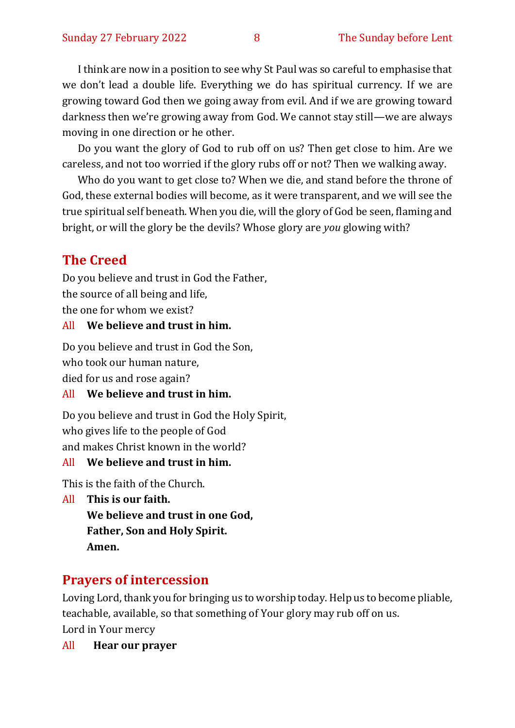I think are now in a position to see why St Paul was so careful to emphasise that we don't lead a double life. Everything we do has spiritual currency. If we are growing toward God then we going away from evil. And if we are growing toward darkness then we're growing away from God. We cannot stay still—we are always moving in one direction or he other.

Do you want the glory of God to rub off on us? Then get close to him. Are we careless, and not too worried if the glory rubs off or not? Then we walking away.

Who do you want to get close to? When we die, and stand before the throne of God, these external bodies will become, as it were transparent, and we will see the true spiritual self beneath. When you die, will the glory of God be seen, flaming and bright, or will the glory be the devils? Whose glory are *you* glowing with?

## The Creed

Do you believe and trust in God the Father,
the source of all being and life,
the one for whom we exist?

All **We believe and trust in him.**

Do you believe and trust in God the Son,
who took our human nature,
died for us and rose again?

All **We believe and trust in him.**

Do you believe and trust in God the Holy Spirit,
who gives life to the people of God
and makes Christ known in the world?

All **We believe and trust in him.**

This is the faith of the Church.

All **This is our faith.**
**We believe and trust in one God,**
**Father, Son and Holy Spirit.**
**Amen.**

## Prayers of intercession

Loving Lord, thank you for bringing us to worship today. Help us to become pliable, teachable, available, so that something of Your glory may rub off on us.
Lord in Your mercy

All **Hear our prayer**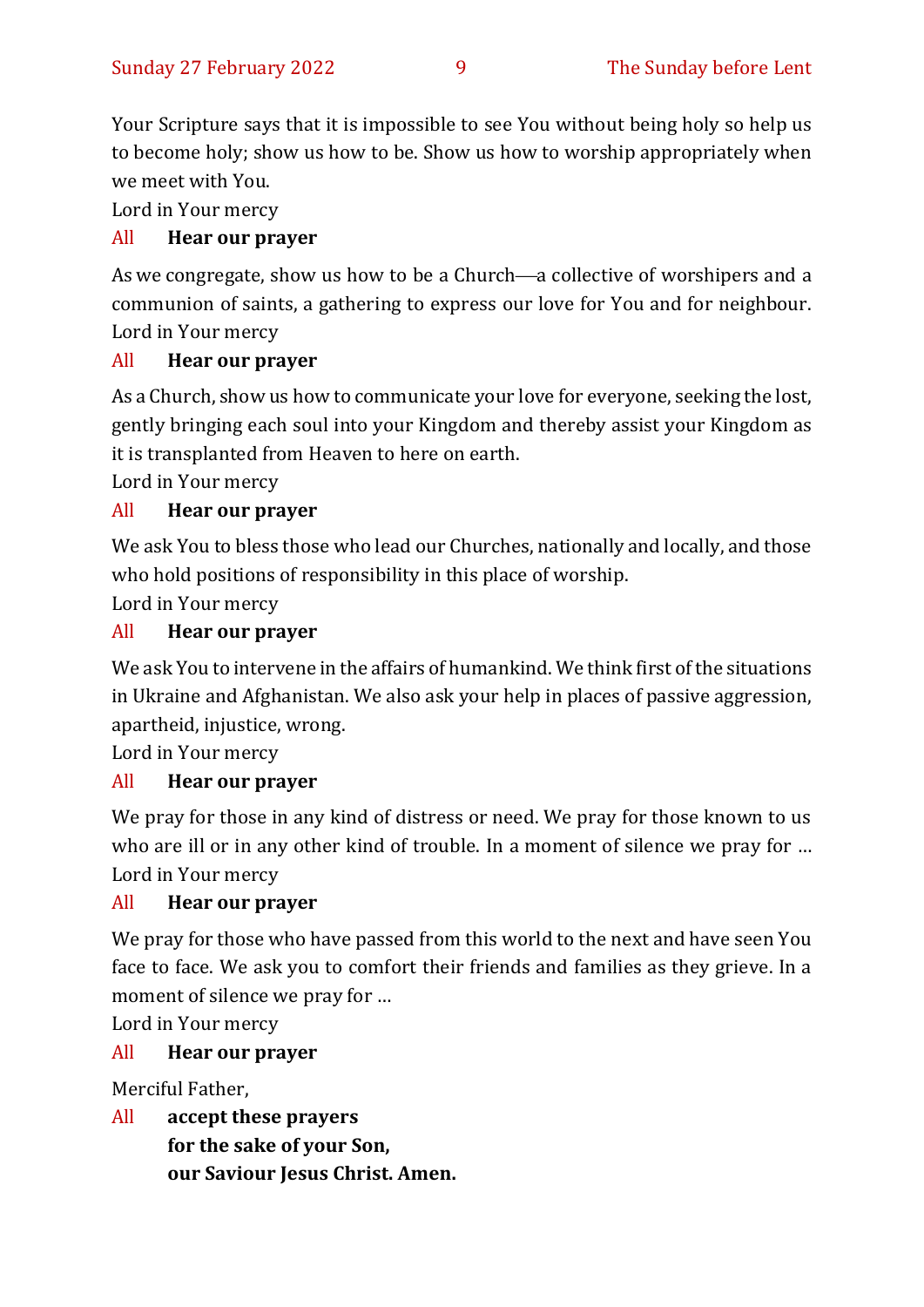Your Scripture says that it is impossible to see You without being holy so help us to become holy; show us how to be. Show us how to worship appropriately when we meet with You.

Lord in Your mercy

All **Hear our prayer**

As we congregate, show us how to be a Church—a collective of worshipers and a communion of saints, a gathering to express our love for You and for neighbour.

Lord in Your mercy

All **Hear our prayer**

As a Church, show us how to communicate your love for everyone, seeking the lost, gently bringing each soul into your Kingdom and thereby assist your Kingdom as it is transplanted from Heaven to here on earth.

Lord in Your mercy

All **Hear our prayer**

We ask You to bless those who lead our Churches, nationally and locally, and those who hold positions of responsibility in this place of worship.

Lord in Your mercy

All **Hear our prayer**

We ask You to intervene in the affairs of humankind. We think first of the situations in Ukraine and Afghanistan. We also ask your help in places of passive aggression, apartheid, injustice, wrong.

Lord in Your mercy

All **Hear our prayer**

We pray for those in any kind of distress or need. We pray for those known to us who are ill or in any other kind of trouble. In a moment of silence we pray for …

Lord in Your mercy

All **Hear our prayer**

We pray for those who have passed from this world to the next and have seen You face to face. We ask you to comfort their friends and families as they grieve. In a moment of silence we pray for …

Lord in Your mercy

All **Hear our prayer**

Merciful Father,

All **accept these prayers**
**for the sake of your Son,**
**our Saviour Jesus Christ. Amen.**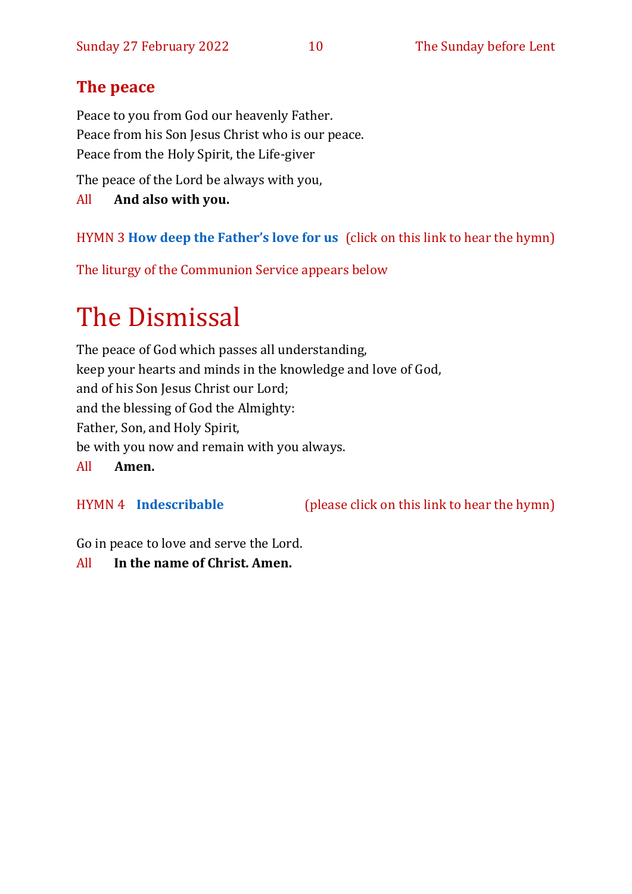## The peace

Peace to you from God our heavenly Father.
Peace from his Son Jesus Christ who is our peace.
Peace from the Holy Spirit, the Life-giver

The peace of the Lord be always with you,

All **And also with you.**

HYMN 3 **How deep the Father's love for us** (click on this link to hear the hymn)

The liturgy of the Communion Service appears below

# The Dismissal

The peace of God which passes all understanding,
keep your hearts and minds in the knowledge and love of God,
and of his Son Jesus Christ our Lord;
and the blessing of God the Almighty:
Father, Son, and Holy Spirit,
be with you now and remain with you always.

All **Amen.**

HYMN 4 **Indescribable** (please click on this link to hear the hymn)

Go in peace to love and serve the Lord.

All **In the name of Christ. Amen.**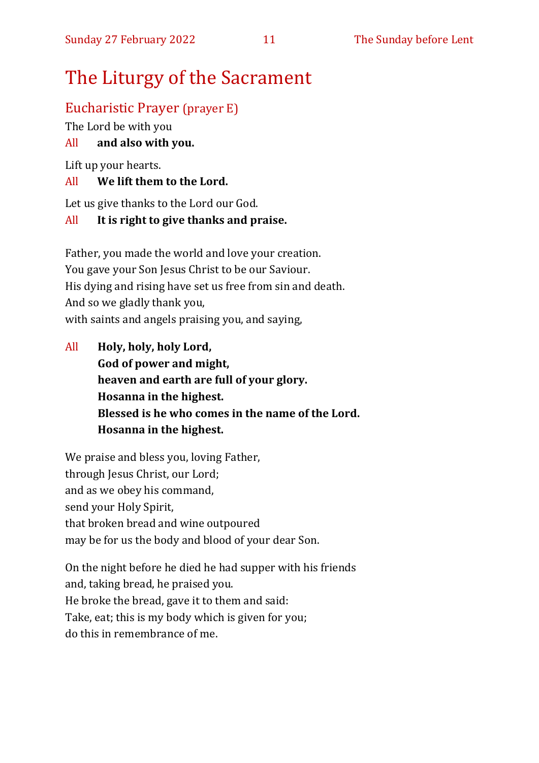# The Liturgy of the Sacrament

## Eucharistic Prayer (prayer E)

The Lord be with you

All **and also with you.**

Lift up your hearts.

All **We lift them to the Lord.**

Let us give thanks to the Lord our God.

All **It is right to give thanks and praise.**

Father, you made the world and love your creation.
You gave your Son Jesus Christ to be our Saviour.
His dying and rising have set us free from sin and death.
And so we gladly thank you,
with saints and angels praising you, and saying,

All **Holy, holy, holy Lord,**
**God of power and might,**
**heaven and earth are full of your glory.**
**Hosanna in the highest.**
**Blessed is he who comes in the name of the Lord.**
**Hosanna in the highest.**

We praise and bless you, loving Father,
through Jesus Christ, our Lord;
and as we obey his command,
send your Holy Spirit,
that broken bread and wine outpoured
may be for us the body and blood of your dear Son.

On the night before he died he had supper with his friends
and, taking bread, he praised you.
He broke the bread, gave it to them and said:
Take, eat; this is my body which is given for you;
do this in remembrance of me.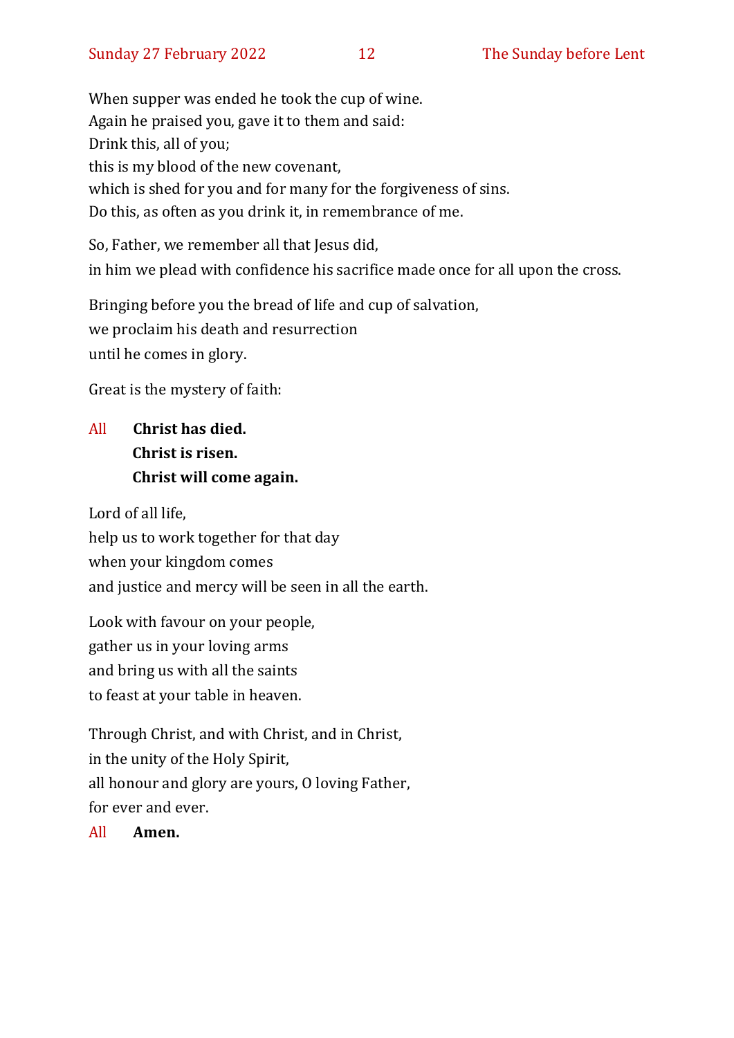When supper was ended he took the cup of wine.
Again he praised you, gave it to them and said:
Drink this, all of you;
this is my blood of the new covenant,
which is shed for you and for many for the forgiveness of sins.
Do this, as often as you drink it, in remembrance of me.

So, Father, we remember all that Jesus did,
in him we plead with confidence his sacrifice made once for all upon the cross.

Bringing before you the bread of life and cup of salvation,
we proclaim his death and resurrection
until he comes in glory.

Great is the mystery of faith:

All **Christ has died.**
**Christ is risen.**
**Christ will come again.**

Lord of all life,
help us to work together for that day
when your kingdom comes
and justice and mercy will be seen in all the earth.

Look with favour on your people,
gather us in your loving arms
and bring us with all the saints
to feast at your table in heaven.

Through Christ, and with Christ, and in Christ,
in the unity of the Holy Spirit,
all honour and glory are yours, O loving Father,
for ever and ever.

All **Amen.**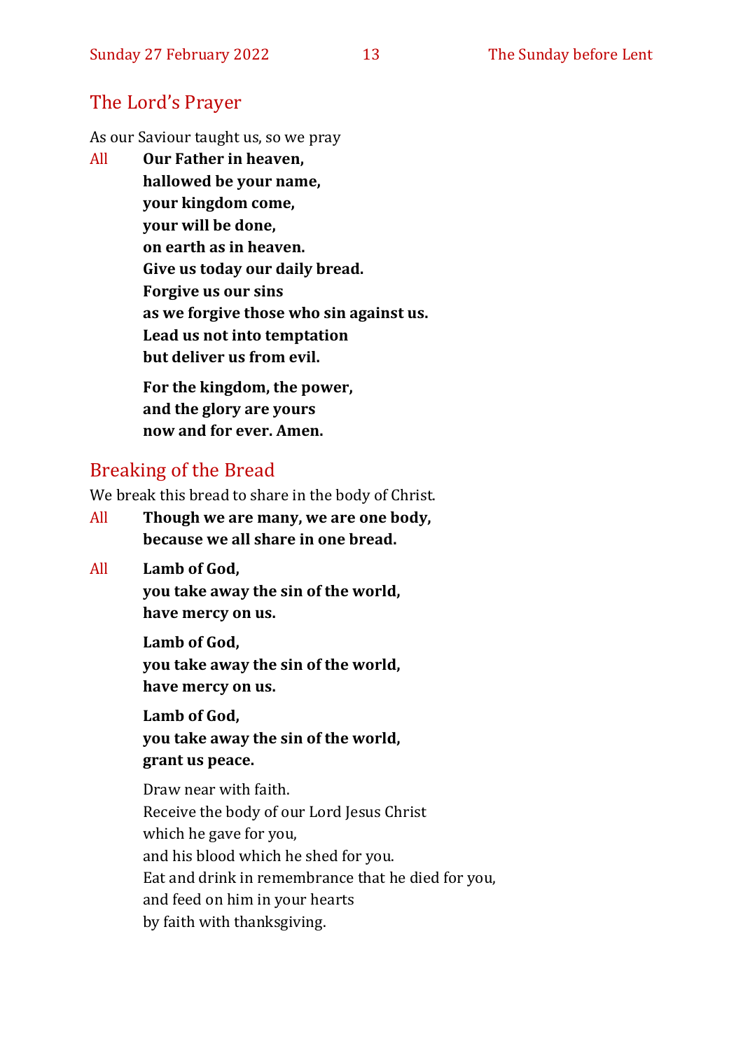## The Lord's Prayer

As our Saviour taught us, so we pray

All **Our Father in heaven,**
**hallowed be your name,**
**your kingdom come,**
**your will be done,**
**on earth as in heaven.**
**Give us today our daily bread.**
**Forgive us our sins**
**as we forgive those who sin against us.**
**Lead us not into temptation**
**but deliver us from evil.**

**For the kingdom, the power,**
**and the glory are yours**
**now and for ever. Amen.**

## Breaking of the Bread

We break this bread to share in the body of Christ.

All **Though we are many, we are one body,**
**because we all share in one bread.**

All **Lamb of God,**
**you take away the sin of the world,**
**have mercy on us.**

**Lamb of God,**
**you take away the sin of the world,**
**have mercy on us.**

**Lamb of God,**
**you take away the sin of the world,**
**grant us peace.**

Draw near with faith.
Receive the body of our Lord Jesus Christ
which he gave for you,
and his blood which he shed for you.
Eat and drink in remembrance that he died for you,
and feed on him in your hearts
by faith with thanksgiving.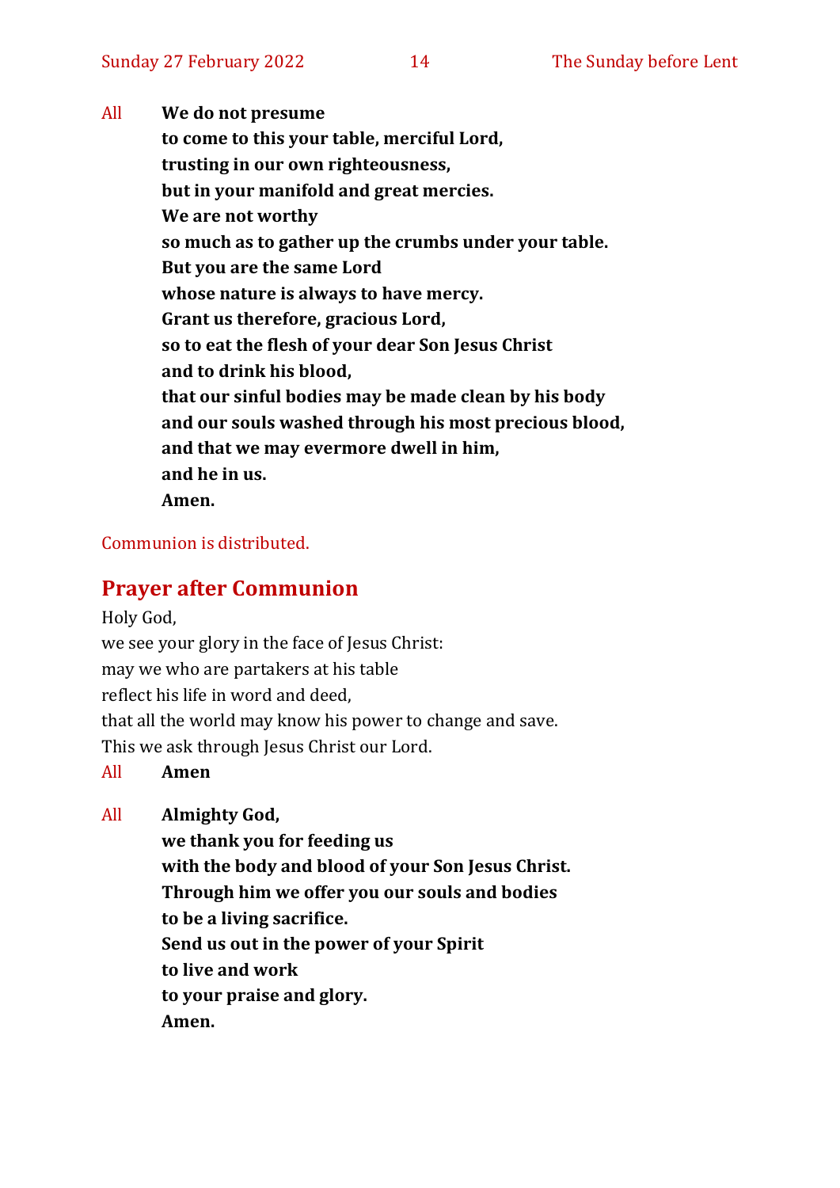All **We do not presume**
**to come to this your table, merciful Lord,**
**trusting in our own righteousness,**
**but in your manifold and great mercies.**
**We are not worthy**
**so much as to gather up the crumbs under your table.**
**But you are the same Lord**
**whose nature is always to have mercy.**
**Grant us therefore, gracious Lord,**
**so to eat the flesh of your dear Son Jesus Christ**
**and to drink his blood,**
**that our sinful bodies may be made clean by his body**
**and our souls washed through his most precious blood,**
**and that we may evermore dwell in him,**
**and he in us.**
**Amen.**

Communion is distributed.

## Prayer after Communion

Holy God,
we see your glory in the face of Jesus Christ:
may we who are partakers at his table
reflect his life in word and deed,
that all the world may know his power to change and save.
This we ask through Jesus Christ our Lord.

All **Amen**

All **Almighty God,**
**we thank you for feeding us**
**with the body and blood of your Son Jesus Christ.**
**Through him we offer you our souls and bodies**
**to be a living sacrifice.**
**Send us out in the power of your Spirit**
**to live and work**
**to your praise and glory.**
**Amen.**